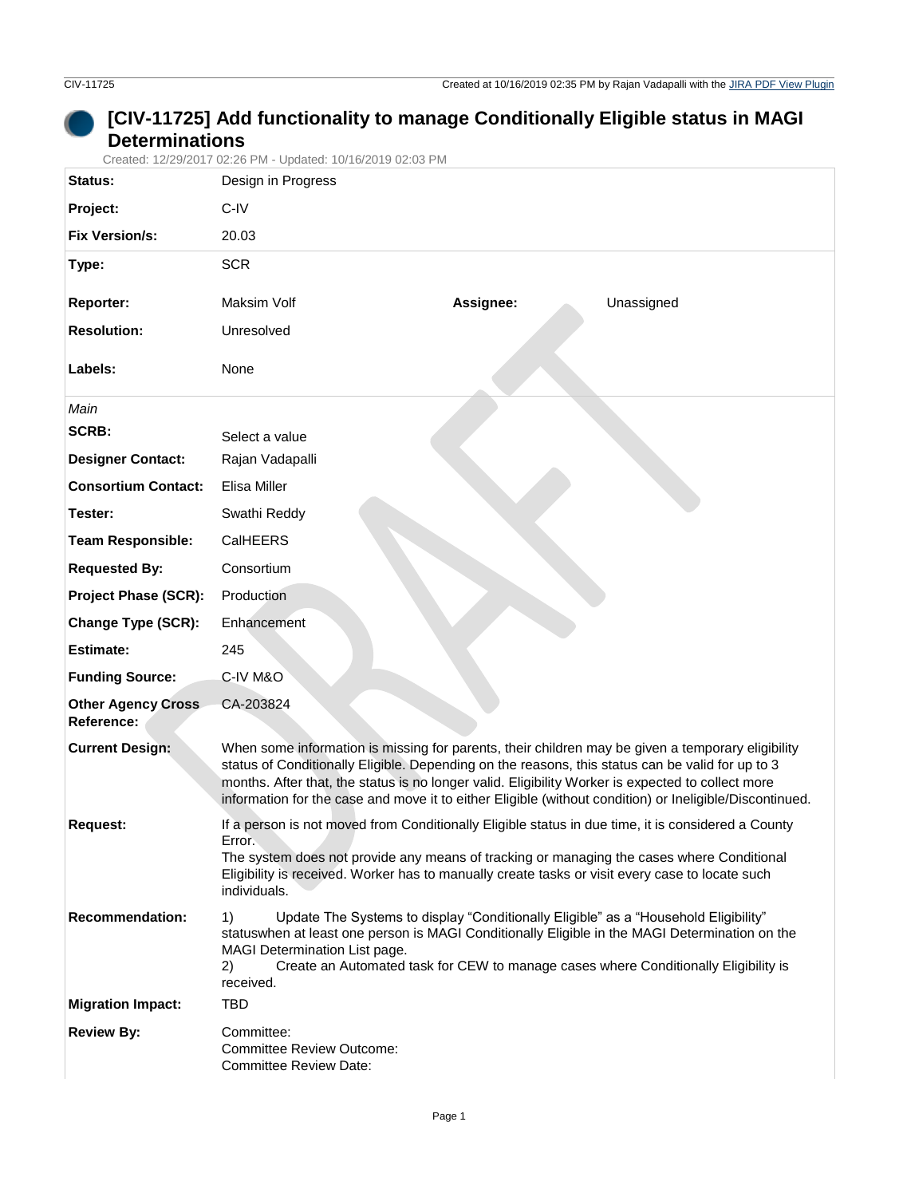# [CIV-11725] Add functionality to manage Conditionally Eligible status in MAGI Determinations

Created: 12/29/2017 02:26 PM - Updated: 10/16/2019 02:03 PM

| | | | |
|---|---|---|---|
| **Status:** | Design in Progress | | |
| **Project:** | C-IV | | |
| **Fix Version/s:** | 20.03 | | |
| **Type:** | SCR | | |
| **Reporter:** | Maksim Volf | **Assignee:** | Unassigned |
| **Resolution:** | Unresolved | | |
| **Labels:** | None | | |

*Main*

| | |
|---|---|
| **SCRB:** | Select a value |
| **Designer Contact:** | Rajan Vadapalli |
| **Consortium Contact:** | Elisa Miller |
| **Tester:** | Swathi Reddy |
| **Team Responsible:** | CalHEERS |
| **Requested By:** | Consortium |
| **Project Phase (SCR):** | Production |
| **Change Type (SCR):** | Enhancement |
| **Estimate:** | 245 |
| **Funding Source:** | C-IV M&O |
| **Other Agency Cross Reference:** | CA-203824 |
| **Current Design:** | When some information is missing for parents, their children may be given a temporary eligibility status of Conditionally Eligible. Depending on the reasons, this status can be valid for up to 3 months. After that, the status is no longer valid. Eligibility Worker is expected to collect more information for the case and move it to either Eligible (without condition) or Ineligible/Discontinued. |
| **Request:** | If a person is not moved from Conditionally Eligible status in due time, it is considered a County Error.<br>The system does not provide any means of tracking or managing the cases where Conditional Eligibility is received. Worker has to manually create tasks or visit every case to locate such individuals. |
| **Recommendation:** | 1) Update The Systems to display "Conditionally Eligible" as a "Household Eligibility" statuswhen at least one person is MAGI Conditionally Eligible in the MAGI Determination on the MAGI Determination List page.<br>2) Create an Automated task for CEW to manage cases where Conditionally Eligibility is received. |
| **Migration Impact:** | TBD |
| **Review By:** | Committee:<br>Committee Review Outcome:<br>Committee Review Date: |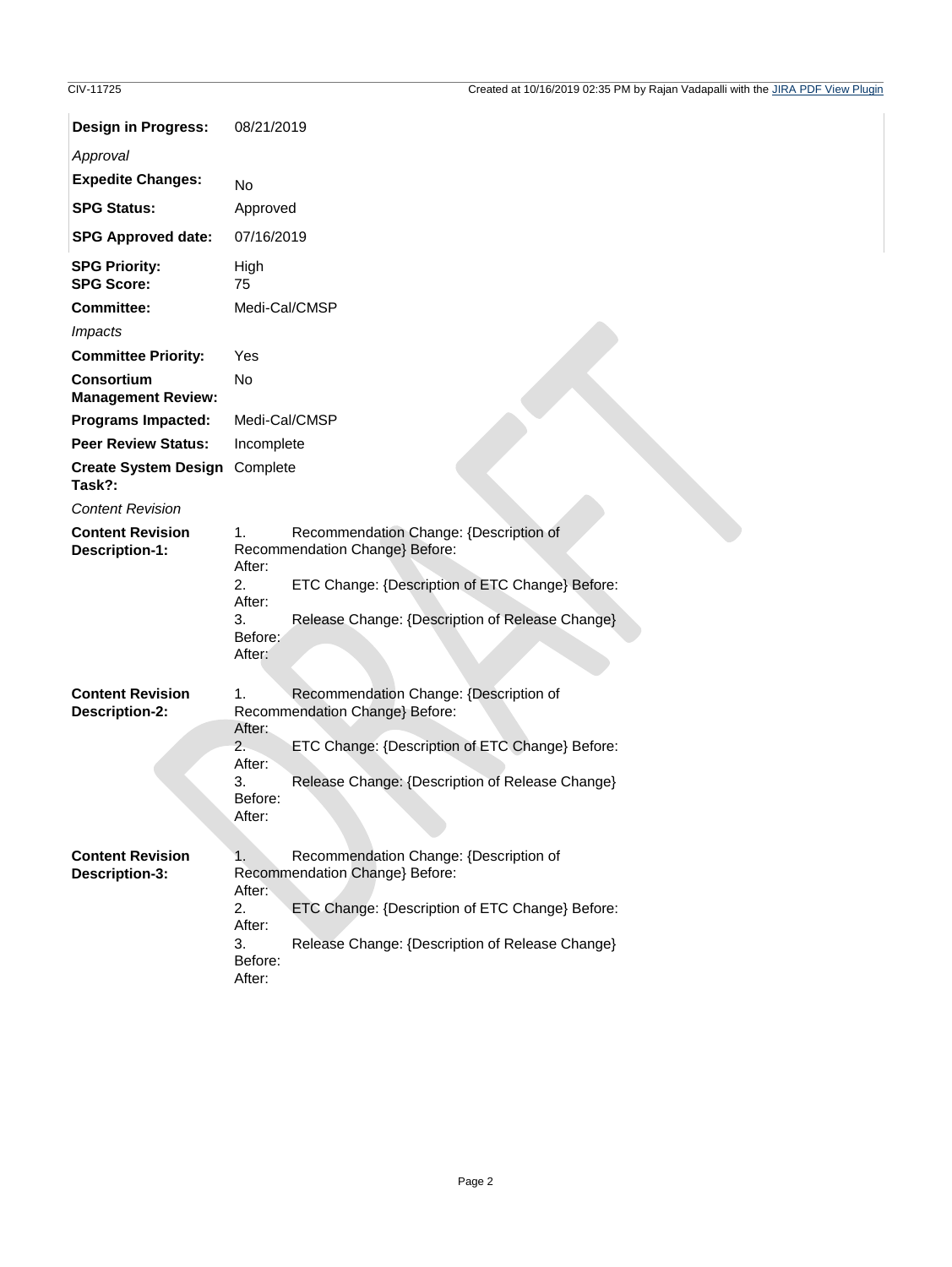| | |
|---|---|
| **Design in Progress:** | 08/21/2019 |
| *Approval* | |
| **Expedite Changes:** | No |
| **SPG Status:** | Approved |
| **SPG Approved date:** | 07/16/2019 |
| **SPG Priority:** | High |
| **SPG Score:** | 75 |
| **Committee:** | Medi-Cal/CMSP |
| *Impacts* | |
| **Committee Priority:** | Yes |
| **Consortium Management Review:** | No |
| **Programs Impacted:** | Medi-Cal/CMSP |
| **Peer Review Status:** | Incomplete |
| **Create System Design Task?:** | Complete |
| *Content Revision* | |
| **Content Revision Description-1:** | 1. Recommendation Change: {Description of Recommendation Change} Before:<br>After:<br>2. ETC Change: {Description of ETC Change} Before:<br>After:<br>3. Release Change: {Description of Release Change}<br>Before:<br>After: |
| **Content Revision Description-2:** | 1. Recommendation Change: {Description of Recommendation Change} Before:<br>After:<br>2. ETC Change: {Description of ETC Change} Before:<br>After:<br>3. Release Change: {Description of Release Change}<br>Before:<br>After: |
| **Content Revision Description-3:** | 1. Recommendation Change: {Description of Recommendation Change} Before:<br>After:<br>2. ETC Change: {Description of ETC Change} Before:<br>After:<br>3. Release Change: {Description of Release Change}<br>Before:<br>After: |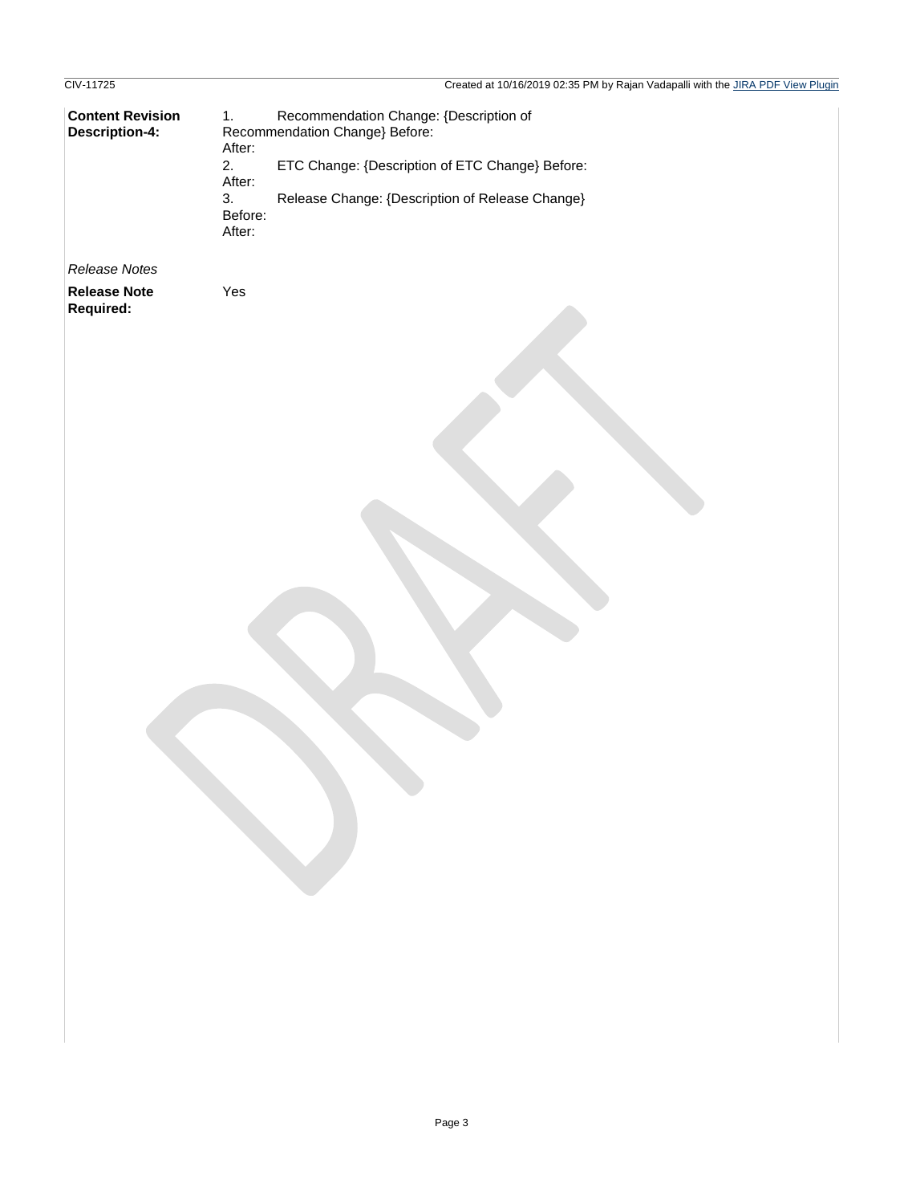**Content Revision Description-4:**

1. Recommendation Change: {Description of Recommendation Change} Before:
After:
2. ETC Change: {Description of ETC Change} Before:
After:
3. Release Change: {Description of Release Change}
Before:
After:

*Release Notes*

**Release Note Required:** Yes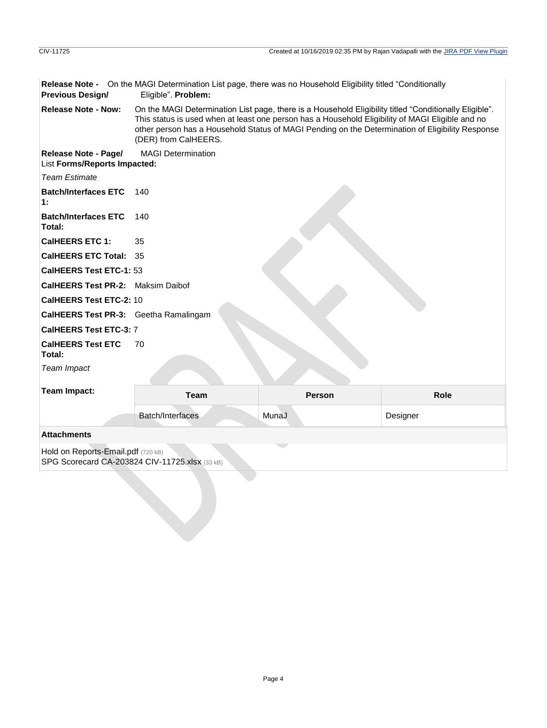| | |
|---|---|
| **Release Note - Previous Design/ Problem:** | On the MAGI Determination List page, there was no Household Eligibility titled "Conditionally Eligible". |
| **Release Note - Now:** | On the MAGI Determination List page, there is a Household Eligibility titled "Conditionally Eligible". This status is used when at least one person has a Household Eligibility of MAGI Eligible and no other person has a Household Status of MAGI Pending on the Determination of Eligibility Response (DER) from CalHEERS. |
| **Release Note - Page/ List Forms/Reports Impacted:** | MAGI Determination |

*Team Estimate*

| | |
|---|---|
| **Batch/Interfaces ETC 1:** | 140 |
| **Batch/Interfaces ETC Total:** | 140 |
| **CalHEERS ETC 1:** | 35 |
| **CalHEERS ETC Total:** | 35 |
| **CalHEERS Test ETC-1:** | 53 |
| **CalHEERS Test PR-2:** | Maksim Daibof |
| **CalHEERS Test ETC-2:** | 10 |
| **CalHEERS Test PR-3:** | Geetha Ramalingam |
| **CalHEERS Test ETC-3:** | 7 |
| **CalHEERS Test ETC Total:** | 70 |

*Team Impact*

**Team Impact:**

| Team | Person | Role |
|---|---|---|
| Batch/Interfaces | MunaJ | Designer |

**Attachments**

Hold on Reports-Email.pdf (720 kB)
SPG Scorecard CA-203824 CIV-11725.xlsx (33 kB)